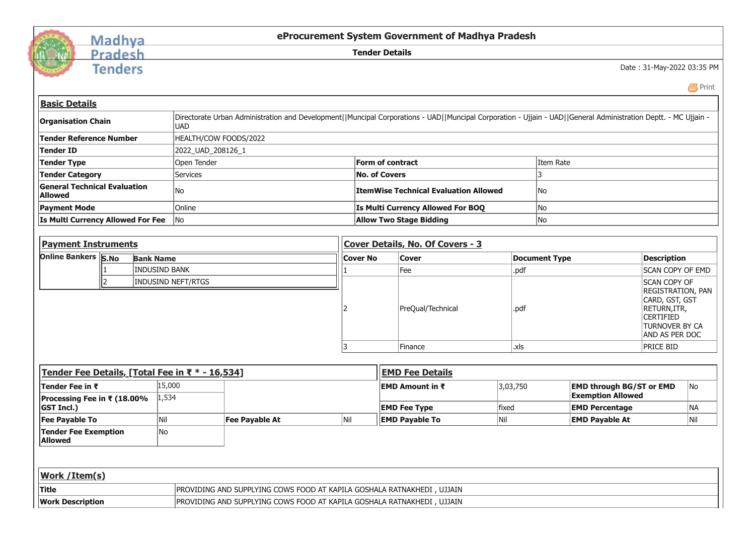Madhya Pradesh Tenders

# eProcurement System Government of Madhya Pradesh

## Tender Details

Date : 31-May-2022 03:35 PM

Print

### Basic Details

| | | | |
|---|---|---|---|
| **Organisation Chain** | Directorate Urban Administration and Development\|\|Muncipal Corporations - UAD\|\|Muncipal Corporation - Ujjain - UAD\|\|General Administration Deptt. - MC Ujjain - UAD | | |
| **Tender Reference Number** | HEALTH/COW FOODS/2022 | | |
| **Tender ID** | 2022_UAD_208126_1 | | |
| **Tender Type** | Open Tender | **Form of contract** | Item Rate |
| **Tender Category** | Services | **No. of Covers** | 3 |
| **General Technical Evaluation Allowed** | No | **ItemWise Technical Evaluation Allowed** | No |
| **Payment Mode** | Online | **Is Multi Currency Allowed For BOQ** | No |
| **Is Multi Currency Allowed For Fee** | No | **Allow Two Stage Bidding** | No |

### Payment Instruments

**Online Bankers**

| S.No | Bank Name |
|---|---|
| 1 | INDUSIND BANK |
| 2 | INDUSIND NEFT/RTGS |

### Cover Details, No. Of Covers - 3

| Cover No | Cover | Document Type | Description |
|---|---|---|---|
| 1 | Fee | .pdf | SCAN COPY OF EMD |
| 2 | PreQual/Technical | .pdf | SCAN COPY OF REGISTRATION, PAN CARD, GST, GST RETURN,ITR, CERTIFIED TURNOVER BY CA AND AS PER DOC |
| 3 | Finance | .xls | PRICE BID |

### Tender Fee Details, [Total Fee in ₹ * - 16,534]

| | | | |
|---|---|---|---|
| **Tender Fee in ₹** | 15,000 | | |
| **Processing Fee in ₹ (18.00% GST Incl.)** | 1,534 | | |
| **Fee Payable To** | Nil | **Fee Payable At** | Nil |
| **Tender Fee Exemption Allowed** | No | | |

### EMD Fee Details

| | | | |
|---|---|---|---|
| **EMD Amount in ₹** | 3,03,750 | **EMD through BG/ST or EMD Exemption Allowed** | No |
| **EMD Fee Type** | fixed | **EMD Percentage** | NA |
| **EMD Payable To** | Nil | **EMD Payable At** | Nil |

### Work /Item(s)

| | |
|---|---|
| **Title** | PROVIDING AND SUPPLYING COWS FOOD AT KAPILA GOSHALA RATNAKHEDI , UJJAIN |
| **Work Description** | PROVIDING AND SUPPLYING COWS FOOD AT KAPILA GOSHALA RATNAKHEDI , UJJAIN |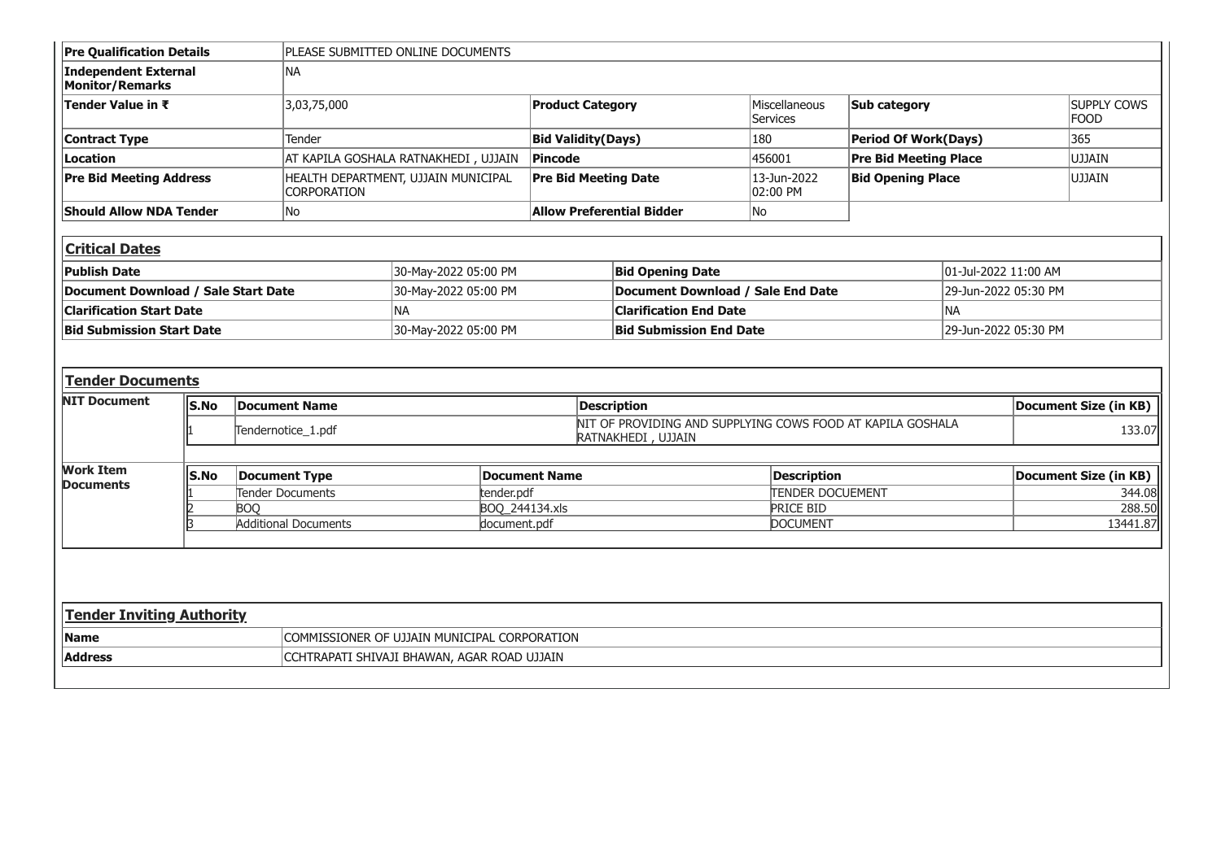| | | | | | | | |
|---|---|---|---|---|---|---|---|
| **Pre Qualification Details** | PLEASE SUBMITTED ONLINE DOCUMENTS | | | | | | |
| **Independent External Monitor/Remarks** | NA | | | | | | |
| **Tender Value in ₹** | 3,03,75,000 | **Product Category** | Miscellaneous Services | **Sub category** | SUPPLY COWS FOOD | | |
| **Contract Type** | Tender | **Bid Validity(Days)** | 180 | **Period Of Work(Days)** | 365 | | |
| **Location** | AT KAPILA GOSHALA RATNAKHEDI , UJJAIN | **Pincode** | 456001 | **Pre Bid Meeting Place** | UJJAIN | | |
| **Pre Bid Meeting Address** | HEALTH DEPARTMENT, UJJAIN MUNICIPAL CORPORATION | **Pre Bid Meeting Date** | 13-Jun-2022 02:00 PM | **Bid Opening Place** | UJJAIN | | |
| **Should Allow NDA Tender** | No | **Allow Preferential Bidder** | No | | | | |

## Critical Dates

| | | | |
|---|---|---|---|
| **Publish Date** | 30-May-2022 05:00 PM | **Bid Opening Date** | 01-Jul-2022 11:00 AM |
| **Document Download / Sale Start Date** | 30-May-2022 05:00 PM | **Document Download / Sale End Date** | 29-Jun-2022 05:30 PM |
| **Clarification Start Date** | NA | **Clarification End Date** | NA |
| **Bid Submission Start Date** | 30-May-2022 05:00 PM | **Bid Submission End Date** | 29-Jun-2022 05:30 PM |

## Tender Documents

**NIT Document**

| S.No | Document Name | Description | Document Size (in KB) |
|---|---|---|---|
| 1 | Tendernotice_1.pdf | NIT OF PROVIDING AND SUPPLYING COWS FOOD AT KAPILA GOSHALA RATNAKHEDI , UJJAIN | 133.07 |

**Work Item Documents**

| S.No | Document Type | Document Name | Description | Document Size (in KB) |
|---|---|---|---|---|
| 1 | Tender Documents | tender.pdf | TENDER DOCUEMENT | 344.08 |
| 2 | BOQ | BOQ_244134.xls | PRICE BID | 288.50 |
| 3 | Additional Documents | document.pdf | DOCUMENT | 13441.87 |

## Tender Inviting Authority

| | |
|---|---|
| **Name** | COMMISSIONER OF UJJAIN MUNICIPAL CORPORATION |
| **Address** | CCHTRAPATI SHIVAJI BHAWAN, AGAR ROAD UJJAIN |